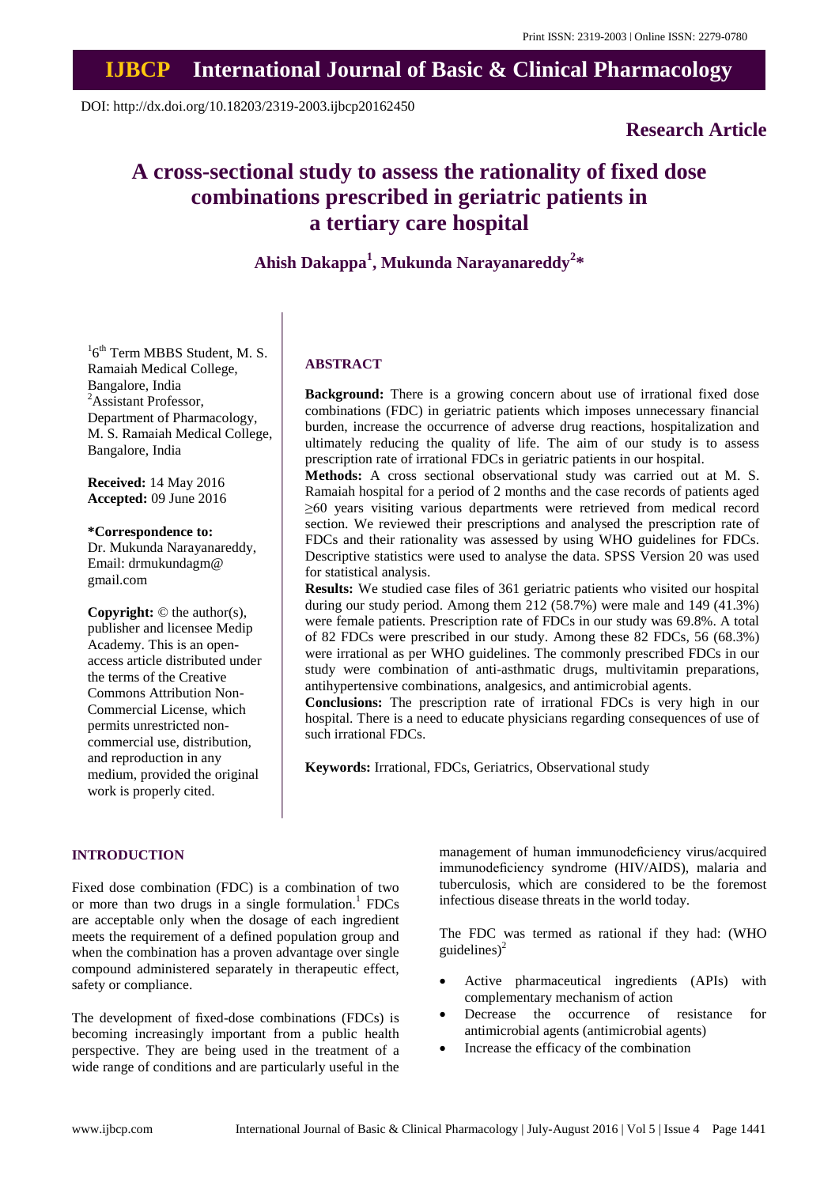Print ISSN: 2319-2003 | Online ISSN: 2279-0780

# IJBCP International Journal of Basic & Clinical Pharmacology

DOI: http://dx.doi.org/10.18203/2319-2003.ijbcp20162450

**Research Article**

# A cross-sectional study to assess the rationality of fixed dose combinations prescribed in geriatric patients in a tertiary care hospital

**Ahish Dakappa[1], Mukunda Narayanareddy[2]***

[1]6th Term MBBS Student, M. S. Ramaiah Medical College, Bangalore, India
[2]Assistant Professor, Department of Pharmacology, M. S. Ramaiah Medical College, Bangalore, India

**Received:** 14 May 2016
**Accepted:** 09 June 2016

**\*Correspondence to:**
Dr. Mukunda Narayanareddy,
Email: drmukundagm@gmail.com

**Copyright:** © the author(s), publisher and licensee Medip Academy. This is an open-access article distributed under the terms of the Creative Commons Attribution Non-Commercial License, which permits unrestricted non-commercial use, distribution, and reproduction in any medium, provided the original work is properly cited.

## ABSTRACT

**Background:** There is a growing concern about use of irrational fixed dose combinations (FDC) in geriatric patients which imposes unnecessary financial burden, increase the occurrence of adverse drug reactions, hospitalization and ultimately reducing the quality of life. The aim of our study is to assess prescription rate of irrational FDCs in geriatric patients in our hospital.

**Methods:** A cross sectional observational study was carried out at M. S. Ramaiah hospital for a period of 2 months and the case records of patients aged ≥60 years visiting various departments were retrieved from medical record section. We reviewed their prescriptions and analysed the prescription rate of FDCs and their rationality was assessed by using WHO guidelines for FDCs. Descriptive statistics were used to analyse the data. SPSS Version 20 was used for statistical analysis.

**Results:** We studied case files of 361 geriatric patients who visited our hospital during our study period. Among them 212 (58.7%) were male and 149 (41.3%) were female patients. Prescription rate of FDCs in our study was 69.8%. A total of 82 FDCs were prescribed in our study. Among these 82 FDCs, 56 (68.3%) were irrational as per WHO guidelines. The commonly prescribed FDCs in our study were combination of anti-asthmatic drugs, multivitamin preparations, antihypertensive combinations, analgesics, and antimicrobial agents.

**Conclusions:** The prescription rate of irrational FDCs is very high in our hospital. There is a need to educate physicians regarding consequences of use of such irrational FDCs.

**Keywords:** Irrational, FDCs, Geriatrics, Observational study

## INTRODUCTION

Fixed dose combination (FDC) is a combination of two or more than two drugs in a single formulation.[1] FDCs are acceptable only when the dosage of each ingredient meets the requirement of a defined population group and when the combination has a proven advantage over single compound administered separately in therapeutic effect, safety or compliance.

The development of fixed-dose combinations (FDCs) is becoming increasingly important from a public health perspective. They are being used in the treatment of a wide range of conditions and are particularly useful in the management of human immunodeficiency virus/acquired immunodeficiency syndrome (HIV/AIDS), malaria and tuberculosis, which are considered to be the foremost infectious disease threats in the world today.

The FDC was termed as rational if they had: (WHO guidelines)[2]

- Active pharmaceutical ingredients (APIs) with complementary mechanism of action
- Decrease the occurrence of resistance for antimicrobial agents (antimicrobial agents)
- Increase the efficacy of the combination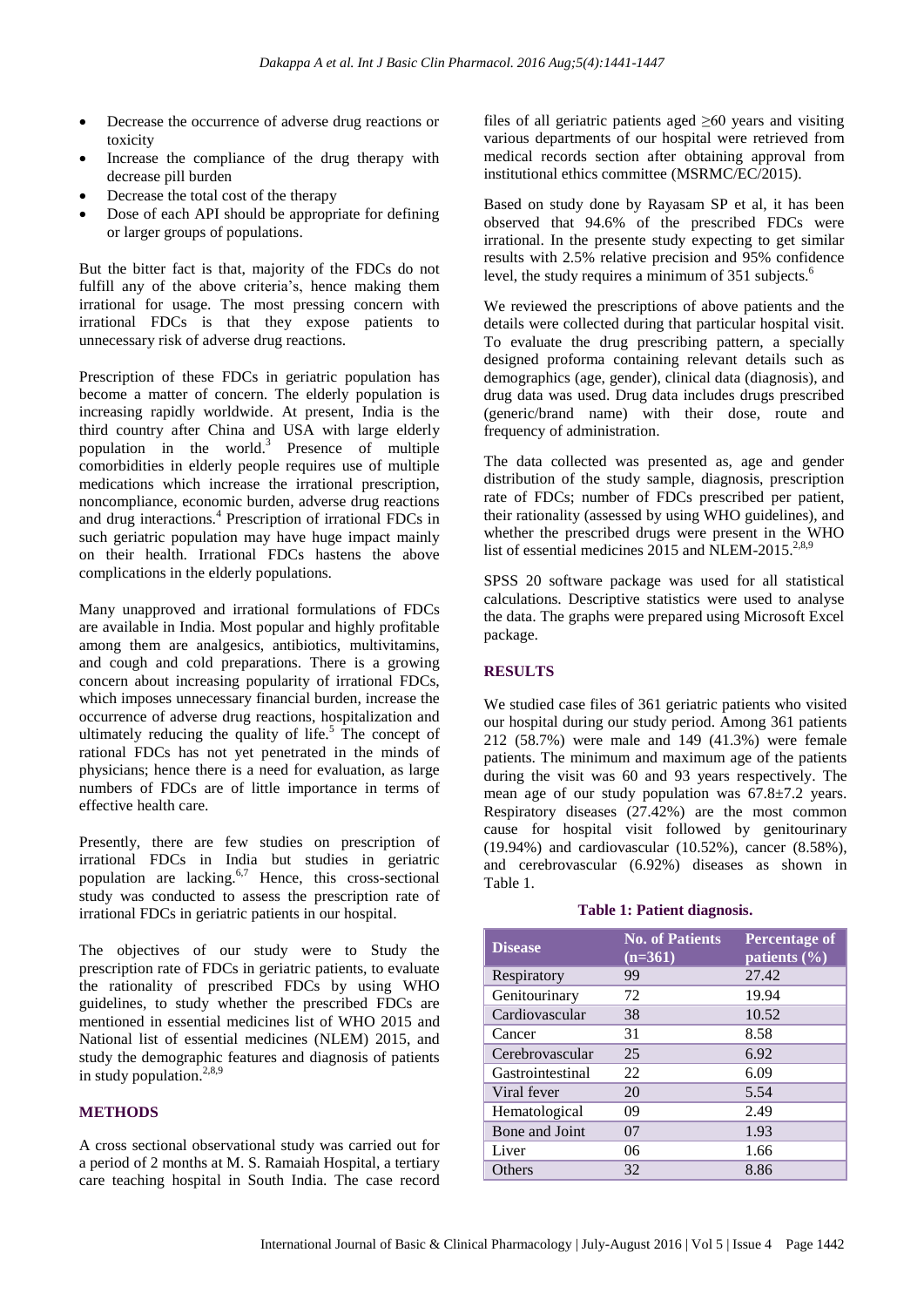- Decrease the occurrence of adverse drug reactions or toxicity
- Increase the compliance of the drug therapy with decrease pill burden
- Decrease the total cost of the therapy
- Dose of each API should be appropriate for defining or larger groups of populations.

But the bitter fact is that, majority of the FDCs do not fulfill any of the above criteria's, hence making them irrational for usage. The most pressing concern with irrational FDCs is that they expose patients to unnecessary risk of adverse drug reactions.

Prescription of these FDCs in geriatric population has become a matter of concern. The elderly population is increasing rapidly worldwide. At present, India is the third country after China and USA with large elderly population in the world.[3] Presence of multiple comorbidities in elderly people requires use of multiple medications which increase the irrational prescription, noncompliance, economic burden, adverse drug reactions and drug interactions.[4] Prescription of irrational FDCs in such geriatric population may have huge impact mainly on their health. Irrational FDCs hastens the above complications in the elderly populations.

Many unapproved and irrational formulations of FDCs are available in India. Most popular and highly profitable among them are analgesics, antibiotics, multivitamins, and cough and cold preparations. There is a growing concern about increasing popularity of irrational FDCs, which imposes unnecessary financial burden, increase the occurrence of adverse drug reactions, hospitalization and ultimately reducing the quality of life.[5] The concept of rational FDCs has not yet penetrated in the minds of physicians; hence there is a need for evaluation, as large numbers of FDCs are of little importance in terms of effective health care.

Presently, there are few studies on prescription of irrational FDCs in India but studies in geriatric population are lacking.[6,7] Hence, this cross-sectional study was conducted to assess the prescription rate of irrational FDCs in geriatric patients in our hospital.

The objectives of our study were to Study the prescription rate of FDCs in geriatric patients, to evaluate the rationality of prescribed FDCs by using WHO guidelines, to study whether the prescribed FDCs are mentioned in essential medicines list of WHO 2015 and National list of essential medicines (NLEM) 2015, and study the demographic features and diagnosis of patients in study population.[2,8,9]

## METHODS

A cross sectional observational study was carried out for a period of 2 months at M. S. Ramaiah Hospital, a tertiary care teaching hospital in South India. The case record files of all geriatric patients aged ≥60 years and visiting various departments of our hospital were retrieved from medical records section after obtaining approval from institutional ethics committee (MSRMC/EC/2015).

Based on study done by Rayasam SP et al, it has been observed that 94.6% of the prescribed FDCs were irrational. In the presente study expecting to get similar results with 2.5% relative precision and 95% confidence level, the study requires a minimum of 351 subjects.[6]

We reviewed the prescriptions of above patients and the details were collected during that particular hospital visit. To evaluate the drug prescribing pattern, a specially designed proforma containing relevant details such as demographics (age, gender), clinical data (diagnosis), and drug data was used. Drug data includes drugs prescribed (generic/brand name) with their dose, route and frequency of administration.

The data collected was presented as, age and gender distribution of the study sample, diagnosis, prescription rate of FDCs; number of FDCs prescribed per patient, their rationality (assessed by using WHO guidelines), and whether the prescribed drugs were present in the WHO list of essential medicines 2015 and NLEM-2015.[2,8,9]

SPSS 20 software package was used for all statistical calculations. Descriptive statistics were used to analyse the data. The graphs were prepared using Microsoft Excel package.

## RESULTS

We studied case files of 361 geriatric patients who visited our hospital during our study period. Among 361 patients 212 (58.7%) were male and 149 (41.3%) were female patients. The minimum and maximum age of the patients during the visit was 60 and 93 years respectively. The mean age of our study population was 67.8±7.2 years. Respiratory diseases (27.42%) are the most common cause for hospital visit followed by genitourinary (19.94%) and cardiovascular (10.52%), cancer (8.58%), and cerebrovascular (6.92%) diseases as shown in Table 1.

**Table 1: Patient diagnosis.**

| Disease | No. of Patients (n=361) | Percentage of patients (%) |
|---|---|---|
| Respiratory | 99 | 27.42 |
| Genitourinary | 72 | 19.94 |
| Cardiovascular | 38 | 10.52 |
| Cancer | 31 | 8.58 |
| Cerebrovascular | 25 | 6.92 |
| Gastrointestinal | 22 | 6.09 |
| Viral fever | 20 | 5.54 |
| Hematological | 09 | 2.49 |
| Bone and Joint | 07 | 1.93 |
| Liver | 06 | 1.66 |
| Others | 32 | 8.86 |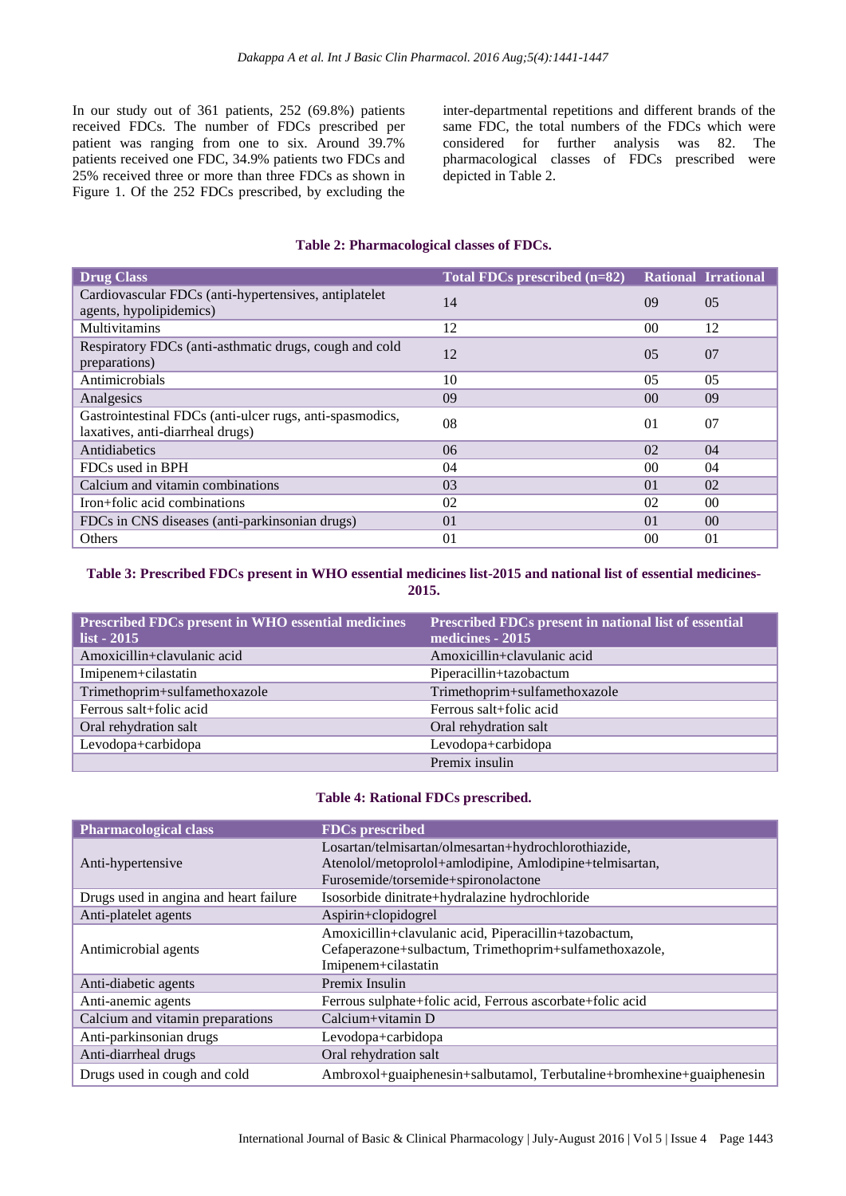In our study out of 361 patients, 252 (69.8%) patients received FDCs. The number of FDCs prescribed per patient was ranging from one to six. Around 39.7% patients received one FDC, 34.9% patients two FDCs and 25% received three or more than three FDCs as shown in Figure 1. Of the 252 FDCs prescribed, by excluding the inter-departmental repetitions and different brands of the same FDC, the total numbers of the FDCs which were considered for further analysis was 82. The pharmacological classes of FDCs prescribed were depicted in Table 2.

**Table 2: Pharmacological classes of FDCs.**

| Drug Class | Total FDCs prescribed (n=82) | Rational | Irrational |
| --- | --- | --- | --- |
| Cardiovascular FDCs (anti-hypertensives, antiplatelet agents, hypolipidemics) | 14 | 09 | 05 |
| Multivitamins | 12 | 00 | 12 |
| Respiratory FDCs (anti-asthmatic drugs, cough and cold preparations) | 12 | 05 | 07 |
| Antimicrobials | 10 | 05 | 05 |
| Analgesics | 09 | 00 | 09 |
| Gastrointestinal FDCs (anti-ulcer rugs, anti-spasmodics, laxatives, anti-diarrheal drugs) | 08 | 01 | 07 |
| Antidiabetics | 06 | 02 | 04 |
| FDCs used in BPH | 04 | 00 | 04 |
| Calcium and vitamin combinations | 03 | 01 | 02 |
| Iron+folic acid combinations | 02 | 02 | 00 |
| FDCs in CNS diseases (anti-parkinsonian drugs) | 01 | 01 | 00 |
| Others | 01 | 00 | 01 |

**Table 3: Prescribed FDCs present in WHO essential medicines list-2015 and national list of essential medicines-2015.**

| Prescribed FDCs present in WHO essential medicines list - 2015 | Prescribed FDCs present in national list of essential medicines - 2015 |
| --- | --- |
| Amoxicillin+clavulanic acid | Amoxicillin+clavulanic acid |
| Imipenem+cilastatin | Piperacillin+tazobactum |
| Trimethoprim+sulfamethoxazole | Trimethoprim+sulfamethoxazole |
| Ferrous salt+folic acid | Ferrous salt+folic acid |
| Oral rehydration salt | Oral rehydration salt |
| Levodopa+carbidopa | Levodopa+carbidopa |
| | Premix insulin |

**Table 4: Rational FDCs prescribed.**

| Pharmacological class | FDCs prescribed |
| --- | --- |
| Anti-hypertensive | Losartan/telmisartan/olmesartan+hydrochlorothiazide, Atenolol/metoprolol+amlodipine, Amlodipine+telmisartan, Furosemide/torsemide+spironolactone |
| Drugs used in angina and heart failure | Isosorbide dinitrate+hydralazine hydrochloride |
| Anti-platelet agents | Aspirin+clopidogrel |
| Antimicrobial agents | Amoxicillin+clavulanic acid, Piperacillin+tazobactum, Cefaperazone+sulbactum, Trimethoprim+sulfamethoxazole, Imipenem+cilastatin |
| Anti-diabetic agents | Premix Insulin |
| Anti-anemic agents | Ferrous sulphate+folic acid, Ferrous ascorbate+folic acid |
| Calcium and vitamin preparations | Calcium+vitamin D |
| Anti-parkinsonian drugs | Levodopa+carbidopa |
| Anti-diarrheal drugs | Oral rehydration salt |
| Drugs used in cough and cold | Ambroxol+guaiphenesin+salbutamol, Terbutaline+bromhexine+guaiphenesin |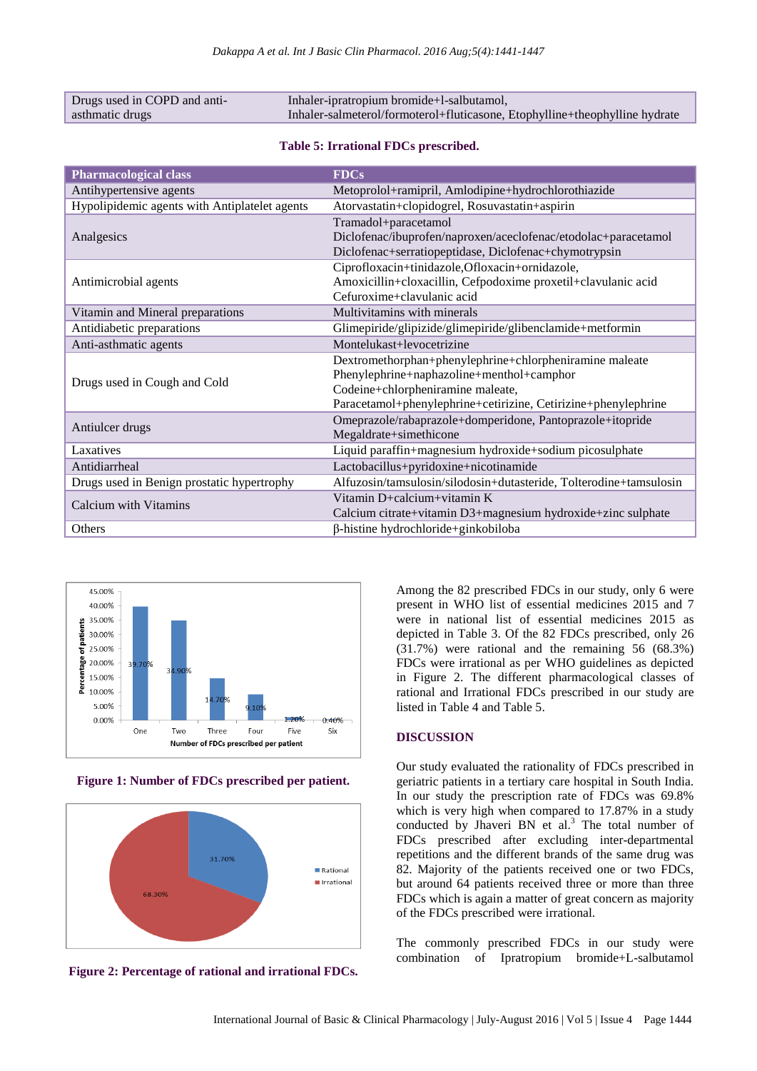| | |
|---|---|
| Drugs used in COPD and anti-asthmatic drugs | Inhaler-ipratropium bromide+l-salbutamol, Inhaler-salmeterol/formoterol+fluticasone, Etophylline+theophylline hydrate |

**Table 5: Irrational FDCs prescribed.**

| Pharmacological class | FDCs |
|---|---|
| Antihypertensive agents | Metoprolol+ramipril, Amlodipine+hydrochlorothiazide |
| Hypolipidemic agents with Antiplatelet agents | Atorvastatin+clopidogrel, Rosuvastatin+aspirin |
| Analgesics | Tramadol+paracetamol<br>Diclofenac/ibuprofen/naproxen/aceclofenac/etodolac+paracetamol<br>Diclofenac+serratiopeptidase, Diclofenac+chymotrypsin |
| Antimicrobial agents | Ciprofloxacin+tinidazole,Ofloxacin+ornidazole,<br>Amoxicillin+cloxacillin, Cefpodoxime proxetil+clavulanic acid<br>Cefuroxime+clavulanic acid |
| Vitamin and Mineral preparations | Multivitamins with minerals |
| Antidiabetic preparations | Glimepiride/glipizide/glimepiride/glibenclamide+metformin |
| Anti-asthmatic agents | Montelukast+levocetrizine |
| Drugs used in Cough and Cold | Dextromethorphan+phenylephrine+chlorpheniramine maleate<br>Phenylephrine+naphazoline+menthol+camphor<br>Codeine+chlorpheniramine maleate,<br>Paracetamol+phenylephrine+cetirizine, Cetirizine+phenylephrine |
| Antiulcer drugs | Omeprazole/rabaprazole+domperidone, Pantoprazole+itopride<br>Megaldrate+simethicone |
| Laxatives | Liquid paraffin+magnesium hydroxide+sodium picosulphate |
| Antidiarrheal | Lactobacillus+pyridoxine+nicotinamide |
| Drugs used in Benign prostatic hypertrophy | Alfuzosin/tamsulosin/silodosin+dutasteride, Tolterodine+tamsulosin |
| Calcium with Vitamins | Vitamin D+calcium+vitamin K<br>Calcium citrate+vitamin D3+magnesium hydroxide+zinc sulphate |
| Others | β-histine hydrochloride+ginkobiloba |

45.00%
40.00%
35.00%
30.00%
25.00%
20.00%
15.00%
10.00%
5.00%
0.00%

Percentage of patients

39.70%
34.90%
14.70%
9.10%
1.20%
0.40%

One Two Three Four Five Six

Number of FDCs prescribed per patient

**Figure 1: Number of FDCs prescribed per patient.**

31.70%
68.30%

Rational
Irrational

**Figure 2: Percentage of rational and irrational FDCs.**

Among the 82 prescribed FDCs in our study, only 6 were present in WHO list of essential medicines 2015 and 7 were in national list of essential medicines 2015 as depicted in Table 3. Of the 82 FDCs prescribed, only 26 (31.7%) were rational and the remaining 56 (68.3%) FDCs were irrational as per WHO guidelines as depicted in Figure 2. The different pharmacological classes of rational and Irrational FDCs prescribed in our study are listed in Table 4 and Table 5.

## DISCUSSION

Our study evaluated the rationality of FDCs prescribed in geriatric patients in a tertiary care hospital in South India. In our study the prescription rate of FDCs was 69.8% which is very high when compared to 17.87% in a study conducted by Jhaveri BN et al.[3] The total number of FDCs prescribed after excluding inter-departmental repetitions and the different brands of the same drug was 82. Majority of the patients received one or two FDCs, but around 64 patients received three or more than three FDCs which is again a matter of great concern as majority of the FDCs prescribed were irrational.

The commonly prescribed FDCs in our study were combination of Ipratropium bromide+L-salbutamol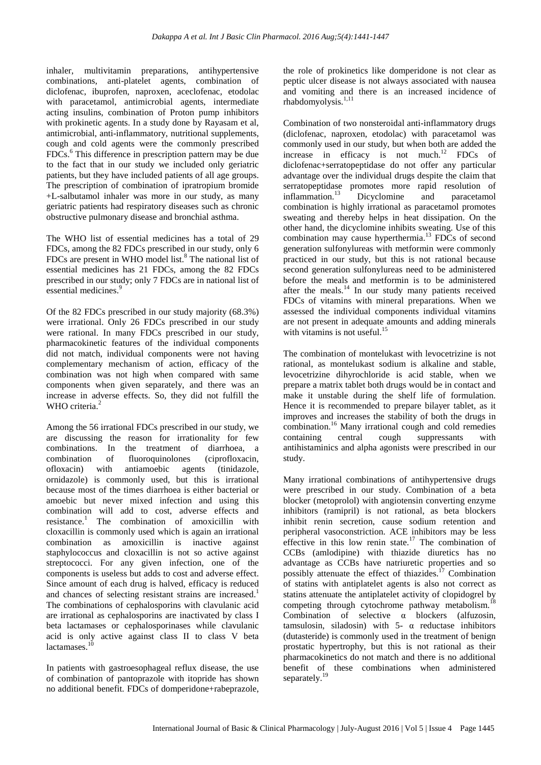inhaler, multivitamin preparations, antihypertensive combinations, anti-platelet agents, combination of diclofenac, ibuprofen, naproxen, aceclofenac, etodolac with paracetamol, antimicrobial agents, intermediate acting insulins, combination of Proton pump inhibitors with prokinetic agents. In a study done by Rayasam et al, antimicrobial, anti-inflammatory, nutritional supplements, cough and cold agents were the commonly prescribed FDCs.[6] This difference in prescription pattern may be due to the fact that in our study we included only geriatric patients, but they have included patients of all age groups. The prescription of combination of ipratropium bromide +L-salbutamol inhaler was more in our study, as many geriatric patients had respiratory diseases such as chronic obstructive pulmonary disease and bronchial asthma.

The WHO list of essential medicines has a total of 29 FDCs, among the 82 FDCs prescribed in our study, only 6 FDCs are present in WHO model list.[8] The national list of essential medicines has 21 FDCs, among the 82 FDCs prescribed in our study; only 7 FDCs are in national list of essential medicines.[9]

Of the 82 FDCs prescribed in our study majority (68.3%) were irrational. Only 26 FDCs prescribed in our study were rational. In many FDCs prescribed in our study, pharmacokinetic features of the individual components did not match, individual components were not having complementary mechanism of action, efficacy of the combination was not high when compared with same components when given separately, and there was an increase in adverse effects. So, they did not fulfill the WHO criteria.[2]

Among the 56 irrational FDCs prescribed in our study, we are discussing the reason for irrationality for few combinations. In the treatment of diarrhoea, a combination of fluoroquinolones (ciprofloxacin, ofloxacin) with antiamoebic agents (tinidazole, ornidazole) is commonly used, but this is irrational because most of the times diarrhoea is either bacterial or amoebic but never mixed infection and using this combination will add to cost, adverse effects and resistance.[1] The combination of amoxicillin with cloxacillin is commonly used which is again an irrational combination as amoxicillin is inactive against staphylococcus and cloxacillin is not so active against streptococci. For any given infection, one of the components is useless but adds to cost and adverse effect. Since amount of each drug is halved, efficacy is reduced and chances of selecting resistant strains are increased.[1] The combinations of cephalosporins with clavulanic acid are irrational as cephalosporins are inactivated by class I beta lactamases or cephalosporinases while clavulanic acid is only active against class II to class V beta lactamases.[10]

In patients with gastroesophageal reflux disease, the use of combination of pantoprazole with itopride has shown no additional benefit. FDCs of domperidone+rabeprazole, the role of prokinetics like domperidone is not clear as peptic ulcer disease is not always associated with nausea and vomiting and there is an increased incidence of rhabdomyolysis.[1,11]

Combination of two nonsteroidal anti-inflammatory drugs (diclofenac, naproxen, etodolac) with paracetamol was commonly used in our study, but when both are added the increase in efficacy is not much.[12] FDCs of diclofenac+serratopeptidase do not offer any particular advantage over the individual drugs despite the claim that serratopeptidase promotes more rapid resolution of inflammation.[13] Dicyclomine and paracetamol combination is highly irrational as paracetamol promotes sweating and thereby helps in heat dissipation. On the other hand, the dicyclomine inhibits sweating. Use of this combination may cause hyperthermia.[13] FDCs of second generation sulfonylureas with metformin were commonly practiced in our study, but this is not rational because second generation sulfonylureas need to be administered before the meals and metformin is to be administered after the meals.[14] In our study many patients received FDCs of vitamins with mineral preparations. When we assessed the individual components individual vitamins are not present in adequate amounts and adding minerals with vitamins is not useful.[15]

The combination of montelukast with levocetrizine is not rational, as montelukast sodium is alkaline and stable, levocetrizine dihyrochloride is acid stable, when we prepare a matrix tablet both drugs would be in contact and make it unstable during the shelf life of formulation. Hence it is recommended to prepare bilayer tablet, as it improves and increases the stability of both the drugs in combination.[16] Many irrational cough and cold remedies containing central cough suppressants with antihistaminics and alpha agonists were prescribed in our study.

Many irrational combinations of antihypertensive drugs were prescribed in our study. Combination of a beta blocker (metoprolol) with angiotensin converting enzyme inhibitors (ramipril) is not rational, as beta blockers inhibit renin secretion, cause sodium retention and peripheral vasoconstriction. ACE inhibitors may be less effective in this low renin state.[17] The combination of CCBs (amlodipine) with thiazide diuretics has no advantage as CCBs have natriuretic properties and so possibly attenuate the effect of thiazides.[17] Combination of statins with antiplatelet agents is also not correct as statins attenuate the antiplatelet activity of clopidogrel by competing through cytochrome pathway metabolism.[18] Combination of selective α blockers (alfuzosin, tamsulosin, siladosin) with 5- α reductase inhibitors (dutasteride) is commonly used in the treatment of benign prostatic hypertrophy, but this is not rational as their pharmacokinetics do not match and there is no additional benefit of these combinations when administered separately.[19]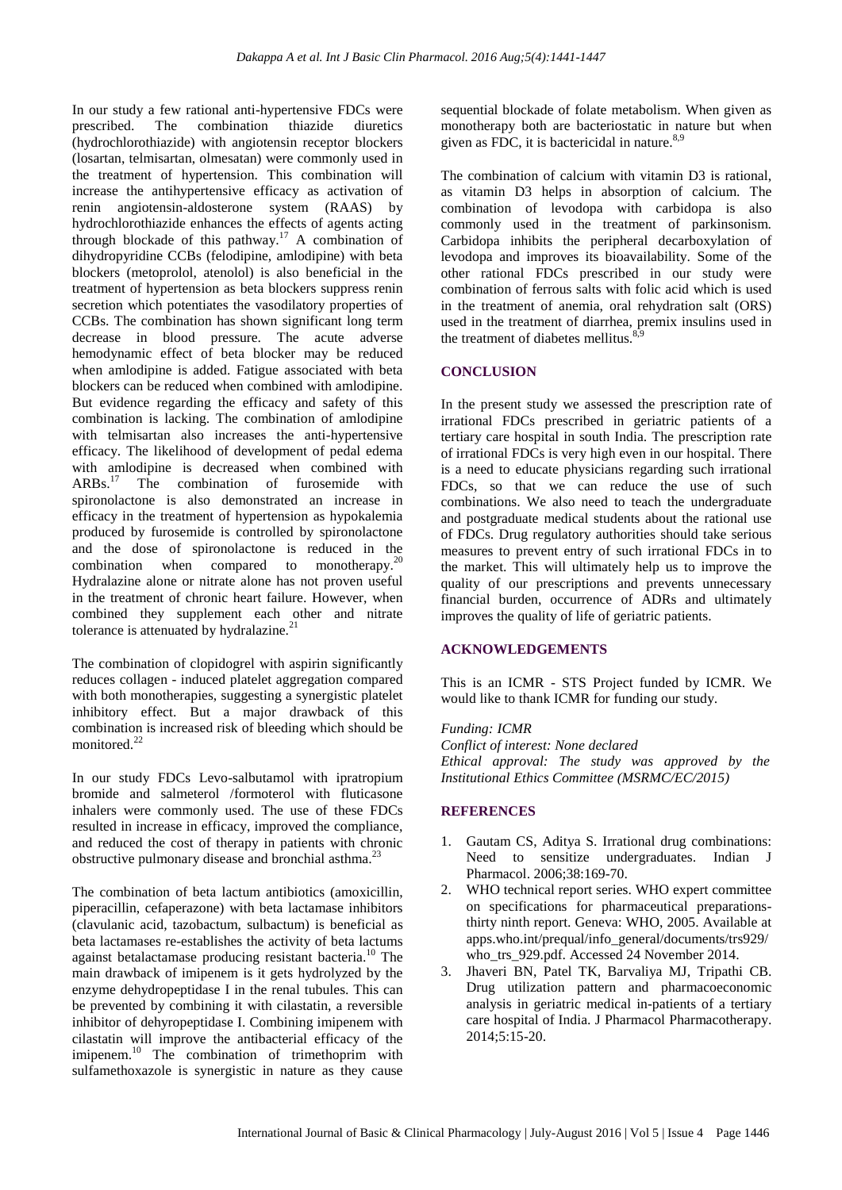In our study a few rational anti-hypertensive FDCs were prescribed. The combination thiazide diuretics (hydrochlorothiazide) with angiotensin receptor blockers (losartan, telmisartan, olmesatan) were commonly used in the treatment of hypertension. This combination will increase the antihypertensive efficacy as activation of renin angiotensin-aldosterone system (RAAS) by hydrochlorothiazide enhances the effects of agents acting through blockade of this pathway.[17] A combination of dihydropyridine CCBs (felodipine, amlodipine) with beta blockers (metoprolol, atenolol) is also beneficial in the treatment of hypertension as beta blockers suppress renin secretion which potentiates the vasodilatory properties of CCBs. The combination has shown significant long term decrease in blood pressure. The acute adverse hemodynamic effect of beta blocker may be reduced when amlodipine is added. Fatigue associated with beta blockers can be reduced when combined with amlodipine. But evidence regarding the efficacy and safety of this combination is lacking. The combination of amlodipine with telmisartan also increases the anti-hypertensive efficacy. The likelihood of development of pedal edema with amlodipine is decreased when combined with ARBs.[17] The combination of furosemide with spironolactone is also demonstrated an increase in efficacy in the treatment of hypertension as hypokalemia produced by furosemide is controlled by spironolactone and the dose of spironolactone is reduced in the combination when compared to monotherapy.[20] Hydralazine alone or nitrate alone has not proven useful in the treatment of chronic heart failure. However, when combined they supplement each other and nitrate tolerance is attenuated by hydralazine.[21]

The combination of clopidogrel with aspirin significantly reduces collagen - induced platelet aggregation compared with both monotherapies, suggesting a synergistic platelet inhibitory effect. But a major drawback of this combination is increased risk of bleeding which should be monitored.[22]

In our study FDCs Levo-salbutamol with ipratropium bromide and salmeterol /formoterol with fluticasone inhalers were commonly used. The use of these FDCs resulted in increase in efficacy, improved the compliance, and reduced the cost of therapy in patients with chronic obstructive pulmonary disease and bronchial asthma.[23]

The combination of beta lactum antibiotics (amoxicillin, piperacillin, cefaperazone) with beta lactamase inhibitors (clavulanic acid, tazobactum, sulbactum) is beneficial as beta lactamases re-establishes the activity of beta lactums against betalactamase producing resistant bacteria.[10] The main drawback of imipenem is it gets hydrolyzed by the enzyme dehydropeptidase I in the renal tubules. This can be prevented by combining it with cilastatin, a reversible inhibitor of dehyropeptidase I. Combining imipenem with cilastatin will improve the antibacterial efficacy of the imipenem.[10] The combination of trimethoprim with sulfamethoxazole is synergistic in nature as they cause sequential blockade of folate metabolism. When given as monotherapy both are bacteriostatic in nature but when given as FDC, it is bactericidal in nature.[8,9]

The combination of calcium with vitamin D3 is rational, as vitamin D3 helps in absorption of calcium. The combination of levodopa with carbidopa is also commonly used in the treatment of parkinsonism. Carbidopa inhibits the peripheral decarboxylation of levodopa and improves its bioavailability. Some of the other rational FDCs prescribed in our study were combination of ferrous salts with folic acid which is used in the treatment of anemia, oral rehydration salt (ORS) used in the treatment of diarrhea, premix insulins used in the treatment of diabetes mellitus.[8,9]

## CONCLUSION

In the present study we assessed the prescription rate of irrational FDCs prescribed in geriatric patients of a tertiary care hospital in south India. The prescription rate of irrational FDCs is very high even in our hospital. There is a need to educate physicians regarding such irrational FDCs, so that we can reduce the use of such combinations. We also need to teach the undergraduate and postgraduate medical students about the rational use of FDCs. Drug regulatory authorities should take serious measures to prevent entry of such irrational FDCs in to the market. This will ultimately help us to improve the quality of our prescriptions and prevents unnecessary financial burden, occurrence of ADRs and ultimately improves the quality of life of geriatric patients.

## ACKNOWLEDGEMENTS

This is an ICMR - STS Project funded by ICMR. We would like to thank ICMR for funding our study.

*Funding: ICMR*
*Conflict of interest: None declared*
*Ethical approval: The study was approved by the Institutional Ethics Committee (MSRMC/EC/2015)*

## REFERENCES

1. Gautam CS, Aditya S. Irrational drug combinations: Need to sensitize undergraduates. Indian J Pharmacol. 2006;38:169-70.
2. WHO technical report series. WHO expert committee on specifications for pharmaceutical preparations-thirty ninth report. Geneva: WHO, 2005. Available at apps.who.int/prequal/info_general/documents/trs929/who_trs_929.pdf. Accessed 24 November 2014.
3. Jhaveri BN, Patel TK, Barvaliya MJ, Tripathi CB. Drug utilization pattern and pharmacoeconomic analysis in geriatric medical in-patients of a tertiary care hospital of India. J Pharmacol Pharmacotherapy. 2014;5:15-20.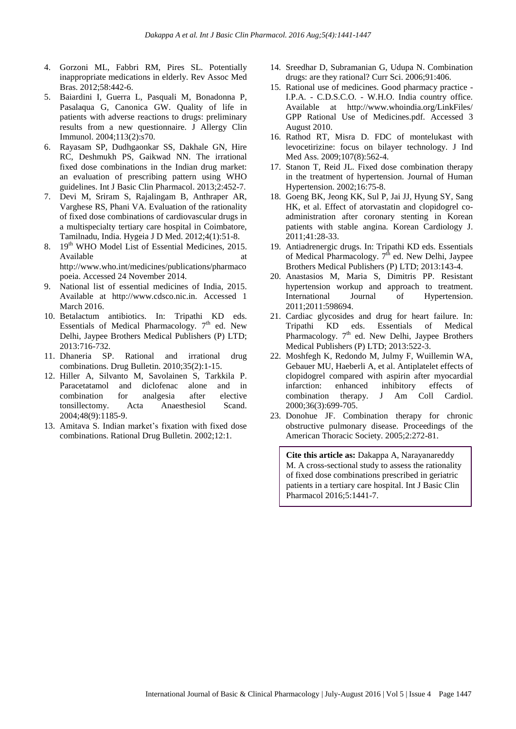4. Gorzoni ML, Fabbri RM, Pires SL. Potentially inappropriate medications in elderly. Rev Assoc Med Bras. 2012;58:442-6.
5. Baiardini I, Guerra L, Pasquali M, Bonadonna P, Pasalaqua G, Canonica GW. Quality of life in patients with adverse reactions to drugs: preliminary results from a new questionnaire. J Allergy Clin Immunol. 2004;113(2):s70.
6. Rayasam SP, Dudhgaonkar SS, Dakhale GN, Hire RC, Deshmukh PS, Gaikwad NN. The irrational fixed dose combinations in the Indian drug market: an evaluation of prescribing pattern using WHO guidelines. Int J Basic Clin Pharmacol. 2013;2:452-7.
7. Devi M, Sriram S, Rajalingam B, Anthraper AR, Varghese RS, Phani VA. Evaluation of the rationality of fixed dose combinations of cardiovascular drugs in a multispecialty tertiary care hospital in Coimbatore, Tamilnadu, India. Hygeia J D Med. 2012;4(1):51-8.
8. 19th WHO Model List of Essential Medicines, 2015. Available at http://www.who.int/medicines/publications/pharmacopoeia. Accessed 24 November 2014.
9. National list of essential medicines of India, 2015. Available at http://www.cdsco.nic.in. Accessed 1 March 2016.
10. Betalactum antibiotics. In: Tripathi KD eds. Essentials of Medical Pharmacology. 7th ed. New Delhi, Jaypee Brothers Medical Publishers (P) LTD; 2013:716-732.
11. Dhaneria SP. Rational and irrational drug combinations. Drug Bulletin. 2010;35(2):1-15.
12. Hiller A, Silvanto M, Savolainen S, Tarkkila P. Paracetatamol and diclofenac alone and in combination for analgesia after elective tonsillectomy. Acta Anaesthesiol Scand. 2004;48(9):1185-9.
13. Amitava S. Indian market's fixation with fixed dose combinations. Rational Drug Bulletin. 2002;12:1.
14. Sreedhar D, Subramanian G, Udupa N. Combination drugs: are they rational? Curr Sci. 2006;91:406.
15. Rational use of medicines. Good pharmacy practice - I.P.A. - C.D.S.C.O. - W.H.O. India country office. Available at http://www.whoindia.org/LinkFiles/GPP Rational Use of Medicines.pdf. Accessed 3 August 2010.
16. Rathod RT, Misra D. FDC of montelukast with levocetirizine: focus on bilayer technology. J Ind Med Ass. 2009;107(8):562-4.
17. Stanon T, Reid JL. Fixed dose combination therapy in the treatment of hypertension. Journal of Human Hypertension. 2002;16:75-8.
18. Goeng BK, Jeong KK, Sul P, Jai JJ, Hyung SY, Sang HK, et al. Effect of atorvastatin and clopidogrel co-administration after coronary stenting in Korean patients with stable angina. Korean Cardiology J. 2011;41:28-33.
19. Antiadrenergic drugs. In: Tripathi KD eds. Essentials of Medical Pharmacology. 7th ed. New Delhi, Jaypee Brothers Medical Publishers (P) LTD; 2013:143-4.
20. Anastasios M, Maria S, Dimitris PP. Resistant hypertension workup and approach to treatment. International Journal of Hypertension. 2011;2011:598694.
21. Cardiac glycosides and drug for heart failure. In: Tripathi KD eds. Essentials of Medical Pharmacology. 7th ed. New Delhi, Jaypee Brothers Medical Publishers (P) LTD; 2013:522-3.
22. Moshfegh K, Redondo M, Julmy F, Wuillemin WA, Gebauer MU, Haeberli A, et al. Antiplatelet effects of clopidogrel compared with aspirin after myocardial infarction: enhanced inhibitory effects of combination therapy. J Am Coll Cardiol. 2000;36(3):699-705.
23. Donohue JF. Combination therapy for chronic obstructive pulmonary disease. Proceedings of the American Thoracic Society. 2005;2:272-81.

**Cite this article as:** Dakappa A, Narayanareddy M. A cross-sectional study to assess the rationality of fixed dose combinations prescribed in geriatric patients in a tertiary care hospital. Int J Basic Clin Pharmacol 2016;5:1441-7.